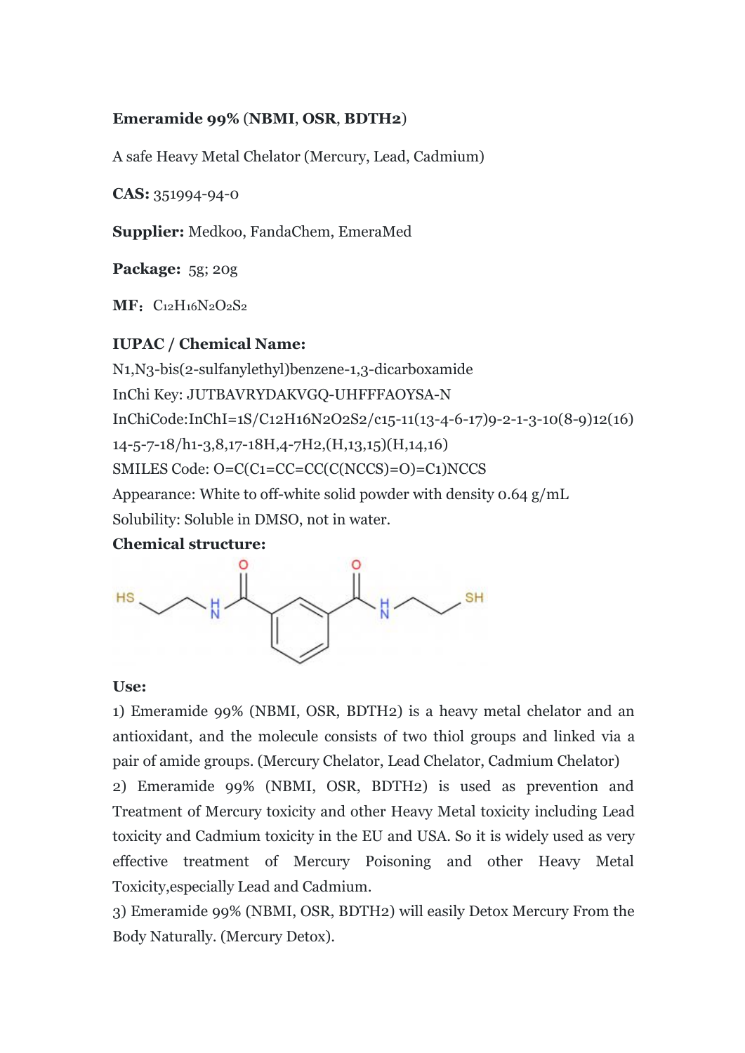**Emeramide 99% (NBMI, OSR, BDTH2)**

A safe Heavy Metal Chelator (Mercury, Lead, Cadmium)

**CAS:** 351994-94-0

**Supplier:** Medkoo, FandaChem, EmeraMed

**Package:** 5g; 20g

**MF**：$C_{12}H_{16}N_2O_2S_2$

**IUPAC / Chemical Name:**

N1,N3-bis(2-sulfanylethyl)benzene-1,3-dicarboxamide

InChi Key: JUTBAVRYDAKVGQ-UHFFFAOYSA-N

InChiCode:InChI=1S/C12H16N2O2S2/c15-11(13-4-6-17)9-2-1-3-10(8-9)12(16)14-5-7-18/h1-3,8,17-18H,4-7H2,(H,13,15)(H,14,16)

SMILES Code: O=C(C1=CC=CC(C(NCCS)=O)=C1)NCCS

Appearance: White to off-white solid powder with density 0.64 g/mL

Solubility: Soluble in DMSO, not in water.

**Chemical structure:**

**Use:**

1) Emeramide 99% (NBMI, OSR, BDTH2) is a heavy metal chelator and an antioxidant, and the molecule consists of two thiol groups and linked via a pair of amide groups. (Mercury Chelator, Lead Chelator, Cadmium Chelator)

2) Emeramide 99% (NBMI, OSR, BDTH2) is used as prevention and Treatment of Mercury toxicity and other Heavy Metal toxicity including Lead toxicity and Cadmium toxicity in the EU and USA. So it is widely used as very effective treatment of Mercury Poisoning and other Heavy Metal Toxicity,especially Lead and Cadmium.

3) Emeramide 99% (NBMI, OSR, BDTH2) will easily Detox Mercury From the Body Naturally. (Mercury Detox).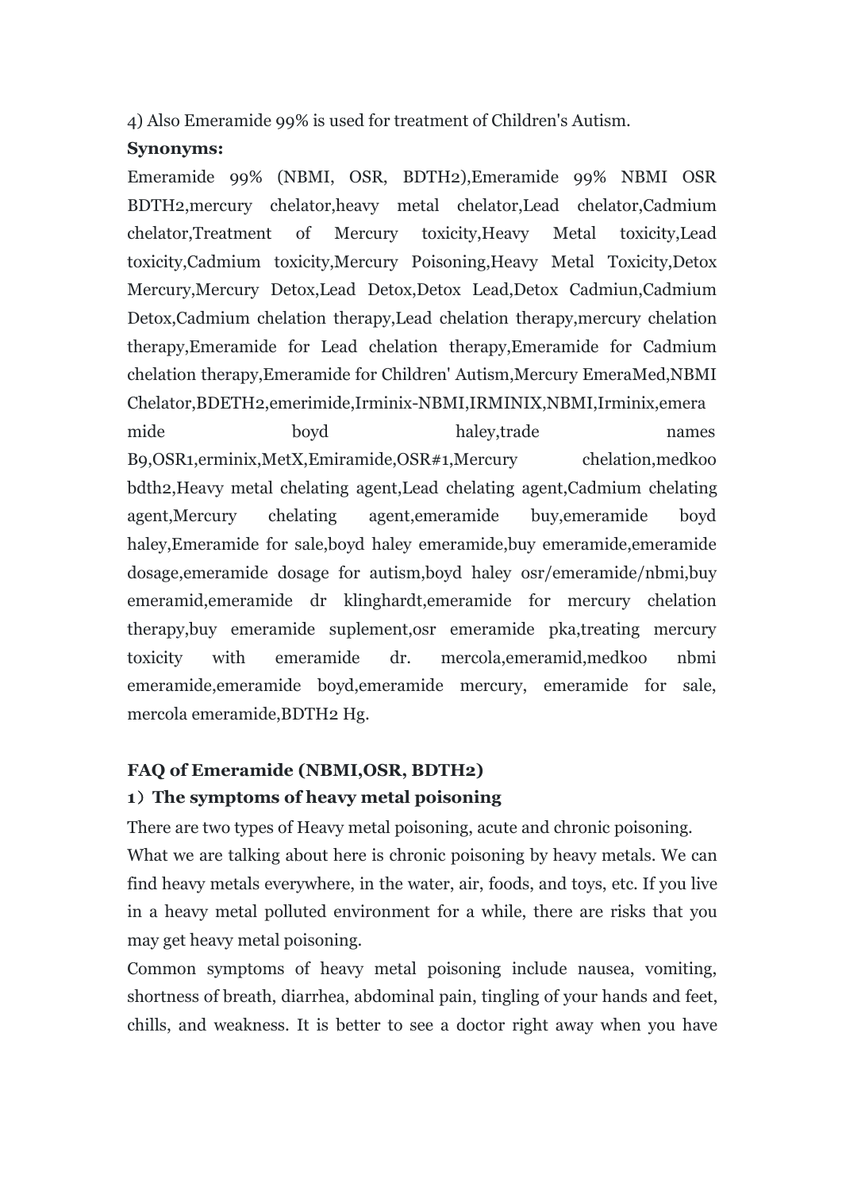4) Also Emeramide 99% is used for treatment of Children's Autism.

**Synonyms:**

Emeramide 99% (NBMI, OSR, BDTH2),Emeramide 99% NBMI OSR BDTH2,mercury chelator,heavy metal chelator,Lead chelator,Cadmium chelator,Treatment of Mercury toxicity,Heavy Metal toxicity,Lead toxicity,Cadmium toxicity,Mercury Poisoning,Heavy Metal Toxicity,Detox Mercury,Mercury Detox,Lead Detox,Detox Lead,Detox Cadmiun,Cadmium Detox,Cadmium chelation therapy,Lead chelation therapy,mercury chelation therapy,Emeramide for Lead chelation therapy,Emeramide for Cadmium chelation therapy,Emeramide for Children' Autism,Mercury EmeraMed,NBMI Chelator,BDETH2,emerimide,Irminix-NBMI,IRMINIX,NBMI,Irminix,emeramide boyd haley,trade names B9,OSR1,erminix,MetX,Emiramide,OSR#1,Mercury chelation,medkoo bdth2,Heavy metal chelating agent,Lead chelating agent,Cadmium chelating agent,Mercury chelating agent,emeramide buy,emeramide boyd haley,Emeramide for sale,boyd haley emeramide,buy emeramide,emeramide dosage,emeramide dosage for autism,boyd haley osr/emeramide/nbmi,buy emeramid,emeramide dr klinghardt,emeramide for mercury chelation therapy,buy emeramide suplement,osr emeramide pka,treating mercury toxicity with emeramide dr. mercola,emeramid,medkoo nbmi emeramide,emeramide boyd,emeramide mercury, emeramide for sale, mercola emeramide,BDTH2 Hg.

**FAQ of Emeramide (NBMI,OSR, BDTH2)**

**1）The symptoms of heavy metal poisoning**

There are two types of Heavy metal poisoning, acute and chronic poisoning.

What we are talking about here is chronic poisoning by heavy metals. We can find heavy metals everywhere, in the water, air, foods, and toys, etc. If you live in a heavy metal polluted environment for a while, there are risks that you may get heavy metal poisoning.

Common symptoms of heavy metal poisoning include nausea, vomiting, shortness of breath, diarrhea, abdominal pain, tingling of your hands and feet, chills, and weakness. It is better to see a doctor right away when you have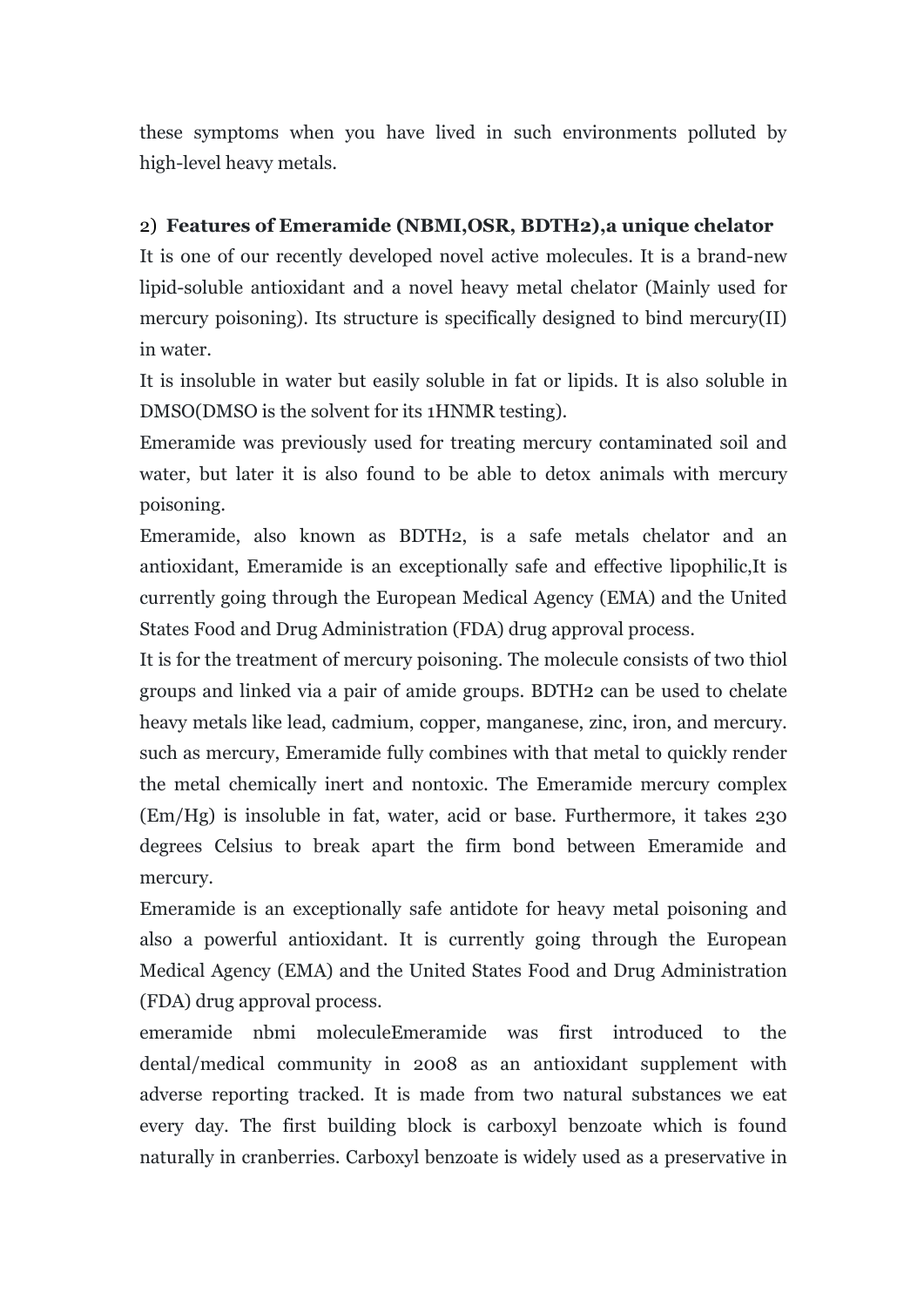these symptoms when you have lived in such environments polluted by high-level heavy metals.

### 2) Features of Emeramide (NBMI,OSR, BDTH2),a unique chelator

It is one of our recently developed novel active molecules. It is a brand-new lipid-soluble antioxidant and a novel heavy metal chelator (Mainly used for mercury poisoning). Its structure is specifically designed to bind mercury(II) in water.

It is insoluble in water but easily soluble in fat or lipids. It is also soluble in DMSO(DMSO is the solvent for its 1HNMR testing).

Emeramide was previously used for treating mercury contaminated soil and water, but later it is also found to be able to detox animals with mercury poisoning.

Emeramide, also known as BDTH2, is a safe metals chelator and an antioxidant, Emeramide is an exceptionally safe and effective lipophilic,It is currently going through the European Medical Agency (EMA) and the United States Food and Drug Administration (FDA) drug approval process.

It is for the treatment of mercury poisoning. The molecule consists of two thiol groups and linked via a pair of amide groups. BDTH2 can be used to chelate heavy metals like lead, cadmium, copper, manganese, zinc, iron, and mercury. such as mercury, Emeramide fully combines with that metal to quickly render the metal chemically inert and nontoxic. The Emeramide mercury complex (Em/Hg) is insoluble in fat, water, acid or base. Furthermore, it takes 230 degrees Celsius to break apart the firm bond between Emeramide and mercury.

Emeramide is an exceptionally safe antidote for heavy metal poisoning and also a powerful antioxidant. It is currently going through the European Medical Agency (EMA) and the United States Food and Drug Administration (FDA) drug approval process.

emeramide nbmi moleculeEmeramide was first introduced to the dental/medical community in 2008 as an antioxidant supplement with adverse reporting tracked. It is made from two natural substances we eat every day. The first building block is carboxyl benzoate which is found naturally in cranberries. Carboxyl benzoate is widely used as a preservative in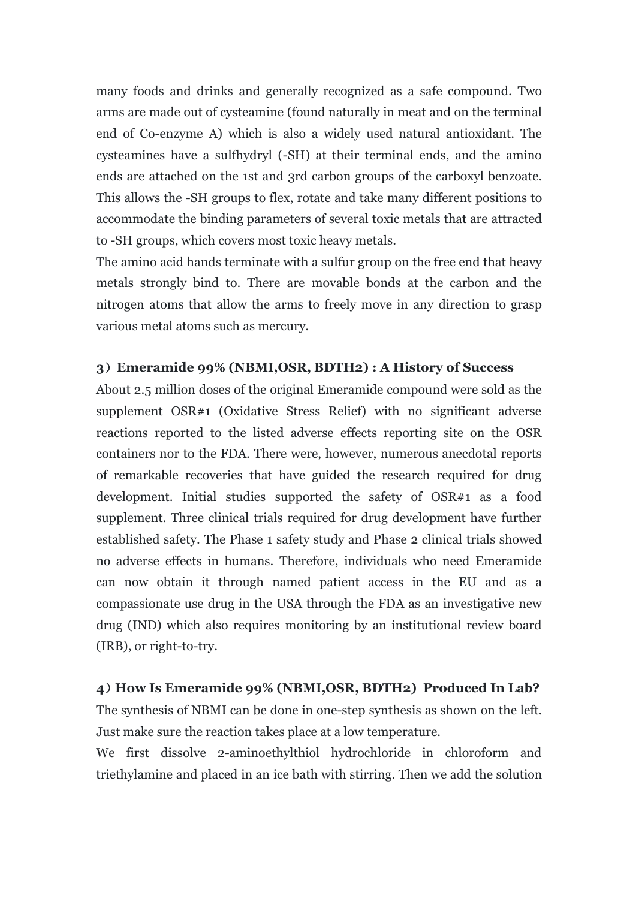many foods and drinks and generally recognized as a safe compound. Two arms are made out of cysteamine (found naturally in meat and on the terminal end of Co-enzyme A) which is also a widely used natural antioxidant. The cysteamines have a sulfhydryl (-SH) at their terminal ends, and the amino ends are attached on the 1st and 3rd carbon groups of the carboxyl benzoate. This allows the -SH groups to flex, rotate and take many different positions to accommodate the binding parameters of several toxic metals that are attracted to -SH groups, which covers most toxic heavy metals.

The amino acid hands terminate with a sulfur group on the free end that heavy metals strongly bind to. There are movable bonds at the carbon and the nitrogen atoms that allow the arms to freely move in any direction to grasp various metal atoms such as mercury.

### 3）Emeramide 99% (NBMI,OSR, BDTH2) : A History of Success

About 2.5 million doses of the original Emeramide compound were sold as the supplement OSR#1 (Oxidative Stress Relief) with no significant adverse reactions reported to the listed adverse effects reporting site on the OSR containers nor to the FDA. There were, however, numerous anecdotal reports of remarkable recoveries that have guided the research required for drug development. Initial studies supported the safety of OSR#1 as a food supplement. Three clinical trials required for drug development have further established safety. The Phase 1 safety study and Phase 2 clinical trials showed no adverse effects in humans. Therefore, individuals who need Emeramide can now obtain it through named patient access in the EU and as a compassionate use drug in the USA through the FDA as an investigative new drug (IND) which also requires monitoring by an institutional review board (IRB), or right-to-try.

### 4）How Is Emeramide 99% (NBMI,OSR, BDTH2) Produced In Lab?

The synthesis of NBMI can be done in one-step synthesis as shown on the left. Just make sure the reaction takes place at a low temperature.

We first dissolve 2-aminoethylthiol hydrochloride in chloroform and triethylamine and placed in an ice bath with stirring. Then we add the solution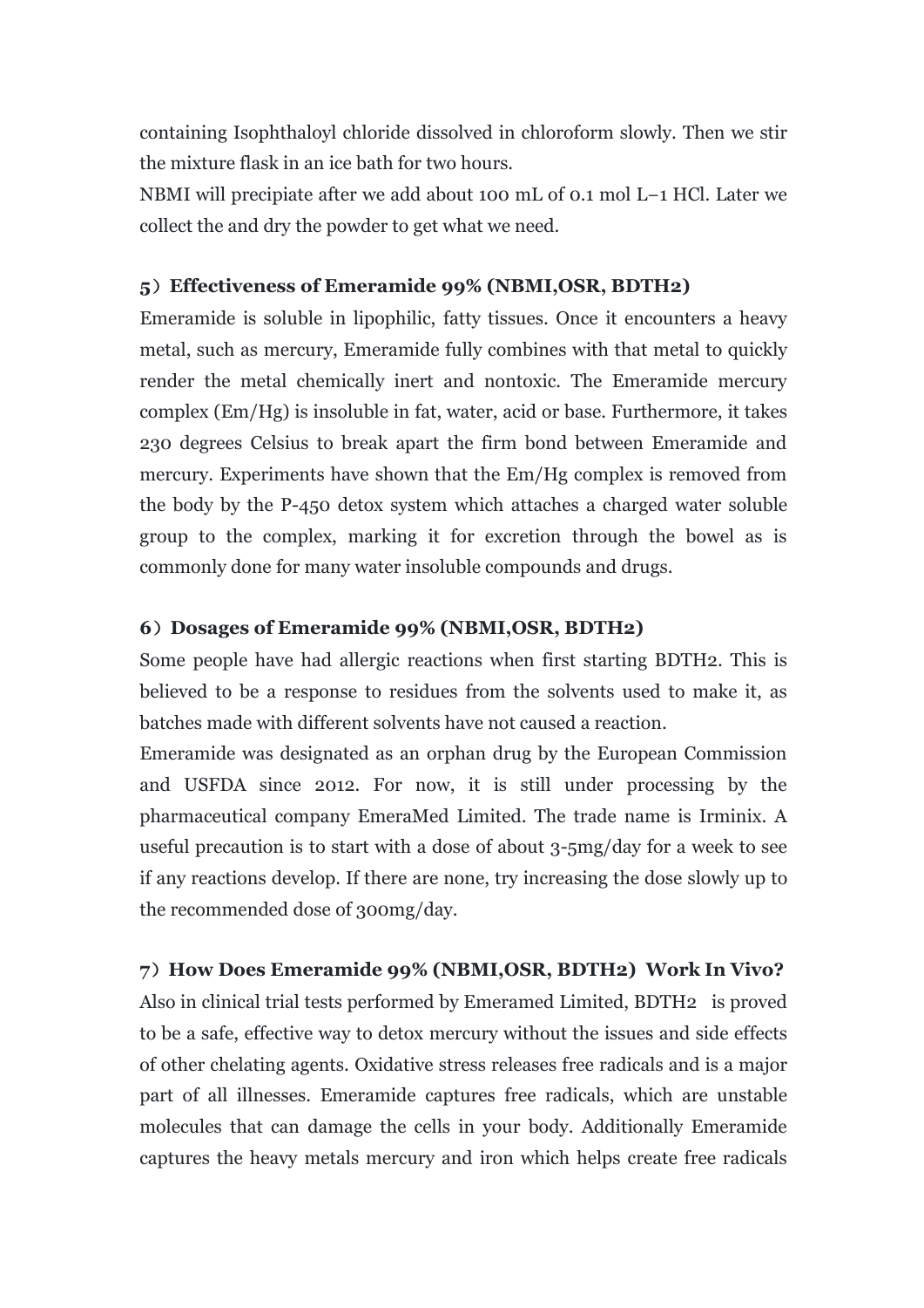containing Isophthaloyl chloride dissolved in chloroform slowly. Then we stir the mixture flask in an ice bath for two hours.

NBMI will precipiate after we add about 100 mL of 0.1 mol L−1 HCl. Later we collect the and dry the powder to get what we need.

### 5）Effectiveness of Emeramide 99% (NBMI,OSR, BDTH2)

Emeramide is soluble in lipophilic, fatty tissues. Once it encounters a heavy metal, such as mercury, Emeramide fully combines with that metal to quickly render the metal chemically inert and nontoxic. The Emeramide mercury complex (Em/Hg) is insoluble in fat, water, acid or base. Furthermore, it takes 230 degrees Celsius to break apart the firm bond between Emeramide and mercury. Experiments have shown that the Em/Hg complex is removed from the body by the P-450 detox system which attaches a charged water soluble group to the complex, marking it for excretion through the bowel as is commonly done for many water insoluble compounds and drugs.

### 6）Dosages of Emeramide 99% (NBMI,OSR, BDTH2)

Some people have had allergic reactions when first starting BDTH2. This is believed to be a response to residues from the solvents used to make it, as batches made with different solvents have not caused a reaction.

Emeramide was designated as an orphan drug by the European Commission and USFDA since 2012. For now, it is still under processing by the pharmaceutical company EmeraMed Limited. The trade name is Irminix. A useful precaution is to start with a dose of about 3-5mg/day for a week to see if any reactions develop. If there are none, try increasing the dose slowly up to the recommended dose of 300mg/day.

### 7）How Does Emeramide 99% (NBMI,OSR, BDTH2) Work In Vivo?

Also in clinical trial tests performed by Emeramed Limited, BDTH2 is proved to be a safe, effective way to detox mercury without the issues and side effects of other chelating agents. Oxidative stress releases free radicals and is a major part of all illnesses. Emeramide captures free radicals, which are unstable molecules that can damage the cells in your body. Additionally Emeramide captures the heavy metals mercury and iron which helps create free radicals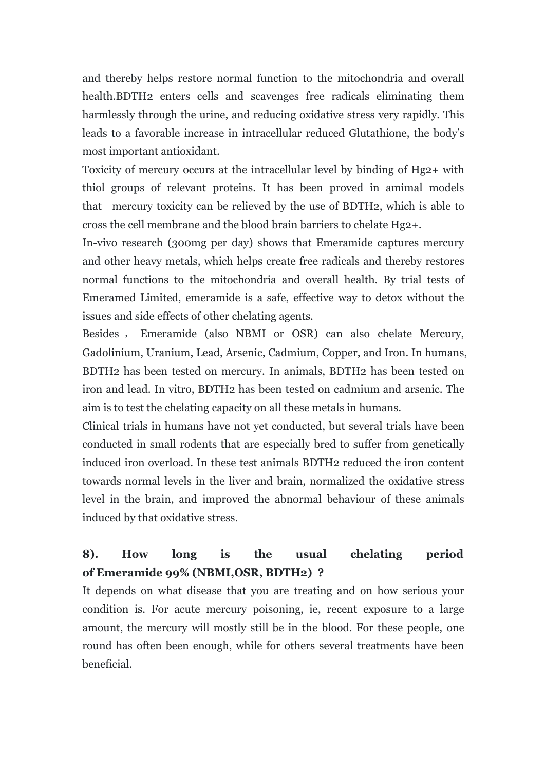and thereby helps restore normal function to the mitochondria and overall health.BDTH2 enters cells and scavenges free radicals eliminating them harmlessly through the urine, and reducing oxidative stress very rapidly. This leads to a favorable increase in intracellular reduced Glutathione, the body's most important antioxidant.

Toxicity of mercury occurs at the intracellular level by binding of $Hg^{2+}$ with thiol groups of relevant proteins. It has been proved in amimal models that mercury toxicity can be relieved by the use of BDTH2, which is able to cross the cell membrane and the blood brain barriers to chelate $Hg^{2+}$.

In-vivo research (300mg per day) shows that Emeramide captures mercury and other heavy metals, which helps create free radicals and thereby restores normal functions to the mitochondria and overall health. By trial tests of Emeramed Limited, emeramide is a safe, effective way to detox without the issues and side effects of other chelating agents.

Besides， Emeramide (also NBMI or OSR) can also chelate Mercury, Gadolinium, Uranium, Lead, Arsenic, Cadmium, Copper, and Iron. In humans, BDTH2 has been tested on mercury. In animals, BDTH2 has been tested on iron and lead. In vitro, BDTH2 has been tested on cadmium and arsenic. The aim is to test the chelating capacity on all these metals in humans.

Clinical trials in humans have not yet conducted, but several trials have been conducted in small rodents that are especially bred to suffer from genetically induced iron overload. In these test animals BDTH2 reduced the iron content towards normal levels in the liver and brain, normalized the oxidative stress level in the brain, and improved the abnormal behaviour of these animals induced by that oxidative stress.

**8). How long is the usual chelating period of Emeramide 99% (NBMI,OSR, BDTH2) ?**

It depends on what disease that you are treating and on how serious your condition is. For acute mercury poisoning, ie, recent exposure to a large amount, the mercury will mostly still be in the blood. For these people, one round has often been enough, while for others several treatments have been beneficial.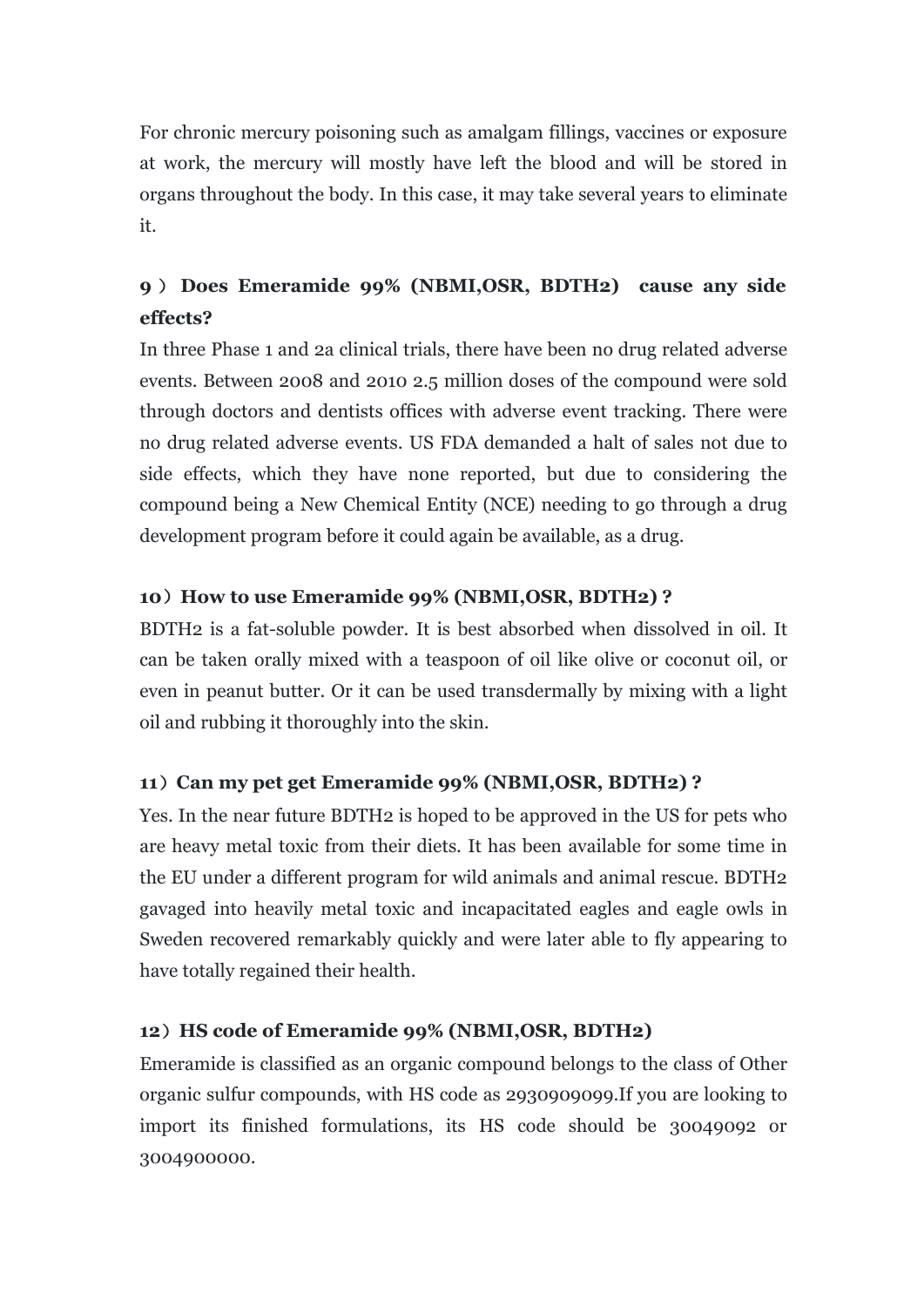For chronic mercury poisoning such as amalgam fillings, vaccines or exposure at work, the mercury will mostly have left the blood and will be stored in organs throughout the body. In this case, it may take several years to eliminate it.

### 9）Does Emeramide 99% (NBMI,OSR, BDTH2) cause any side effects?

In three Phase 1 and 2a clinical trials, there have been no drug related adverse events. Between 2008 and 2010 2.5 million doses of the compound were sold through doctors and dentists offices with adverse event tracking. There were no drug related adverse events. US FDA demanded a halt of sales not due to side effects, which they have none reported, but due to considering the compound being a New Chemical Entity (NCE) needing to go through a drug development program before it could again be available, as a drug.

### 10）How to use Emeramide 99% (NBMI,OSR, BDTH2) ?

BDTH2 is a fat-soluble powder. It is best absorbed when dissolved in oil. It can be taken orally mixed with a teaspoon of oil like olive or coconut oil, or even in peanut butter. Or it can be used transdermally by mixing with a light oil and rubbing it thoroughly into the skin.

### 11）Can my pet get Emeramide 99% (NBMI,OSR, BDTH2) ?

Yes. In the near future BDTH2 is hoped to be approved in the US for pets who are heavy metal toxic from their diets. It has been available for some time in the EU under a different program for wild animals and animal rescue. BDTH2 gavaged into heavily metal toxic and incapacitated eagles and eagle owls in Sweden recovered remarkably quickly and were later able to fly appearing to have totally regained their health.

### 12）HS code of Emeramide 99% (NBMI,OSR, BDTH2)

Emeramide is classified as an organic compound belongs to the class of Other organic sulfur compounds, with HS code as 2930909099.If you are looking to import its finished formulations, its HS code should be 30049092 or 3004900000.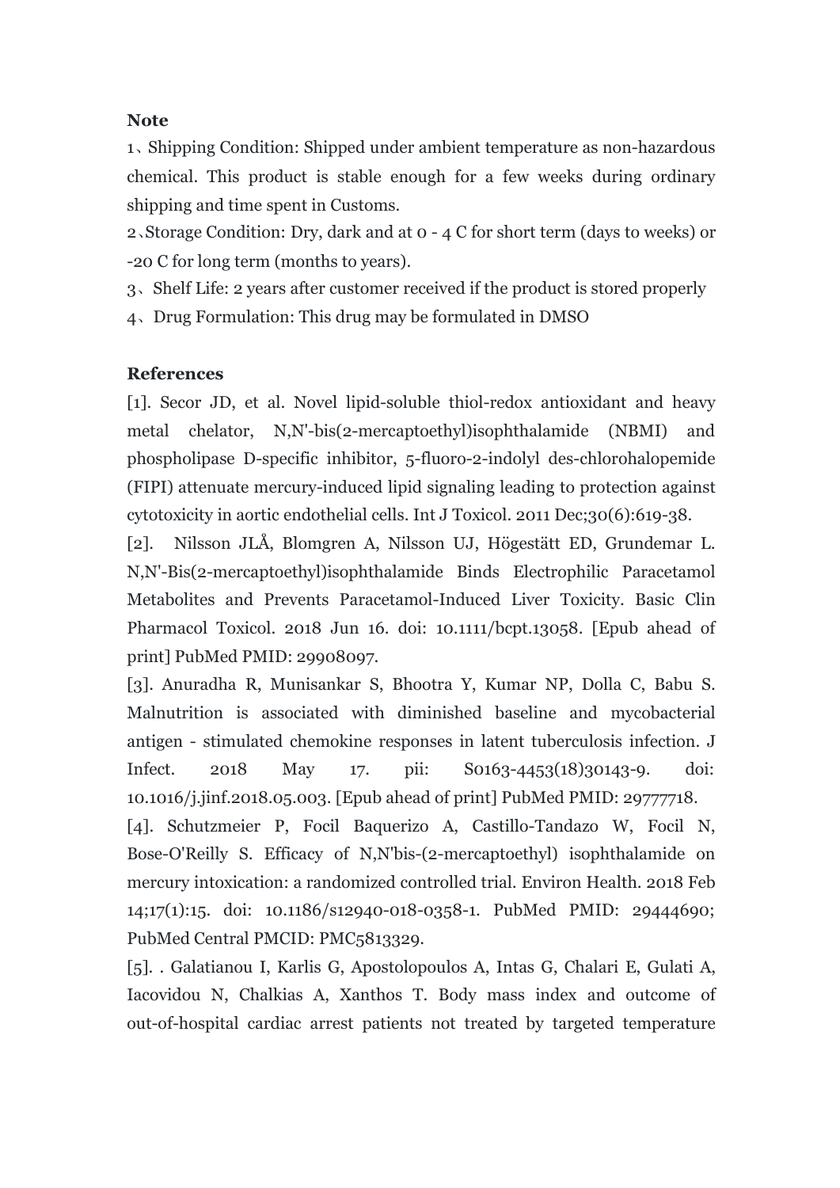**Note**

1、Shipping Condition: Shipped under ambient temperature as non-hazardous chemical. This product is stable enough for a few weeks during ordinary shipping and time spent in Customs.

2、Storage Condition: Dry, dark and at 0 - 4 C for short term (days to weeks) or -20 C for long term (months to years).

3、Shelf Life: 2 years after customer received if the product is stored properly

4、Drug Formulation: This drug may be formulated in DMSO

**References**

[1]. Secor JD, et al. Novel lipid-soluble thiol-redox antioxidant and heavy metal chelator, N,N'-bis(2-mercaptoethyl)isophthalamide (NBMI) and phospholipase D-specific inhibitor, 5-fluoro-2-indolyl des-chlorohalopemide (FIPI) attenuate mercury-induced lipid signaling leading to protection against cytotoxicity in aortic endothelial cells. Int J Toxicol. 2011 Dec;30(6):619-38.

[2]. Nilsson JLÅ, Blomgren A, Nilsson UJ, Högestätt ED, Grundemar L. N,N'-Bis(2-mercaptoethyl)isophthalamide Binds Electrophilic Paracetamol Metabolites and Prevents Paracetamol-Induced Liver Toxicity. Basic Clin Pharmacol Toxicol. 2018 Jun 16. doi: 10.1111/bcpt.13058. [Epub ahead of print] PubMed PMID: 29908097.

[3]. Anuradha R, Munisankar S, Bhootra Y, Kumar NP, Dolla C, Babu S. Malnutrition is associated with diminished baseline and mycobacterial antigen - stimulated chemokine responses in latent tuberculosis infection. J Infect. 2018 May 17. pii: S0163-4453(18)30143-9. doi: 10.1016/j.jinf.2018.05.003. [Epub ahead of print] PubMed PMID: 29777718.

[4]. Schutzmeier P, Focil Baquerizo A, Castillo-Tandazo W, Focil N, Bose-O'Reilly S. Efficacy of N,N'bis-(2-mercaptoethyl) isophthalamide on mercury intoxication: a randomized controlled trial. Environ Health. 2018 Feb 14;17(1):15. doi: 10.1186/s12940-018-0358-1. PubMed PMID: 29444690; PubMed Central PMCID: PMC5813329.

[5]. . Galatianou I, Karlis G, Apostolopoulos A, Intas G, Chalari E, Gulati A, Iacovidou N, Chalkias A, Xanthos T. Body mass index and outcome of out-of-hospital cardiac arrest patients not treated by targeted temperature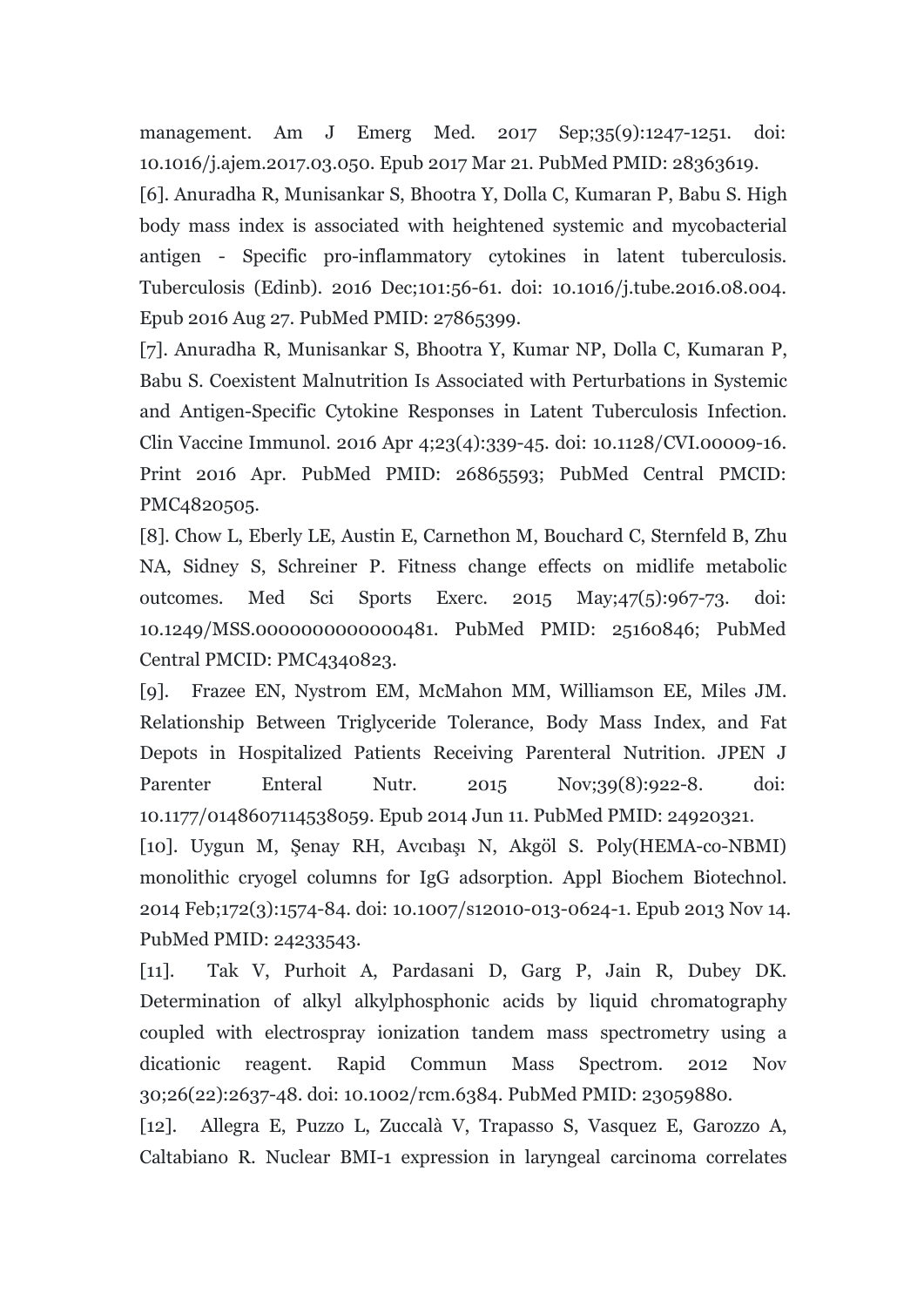management. Am J Emerg Med. 2017 Sep;35(9):1247-1251. doi: 10.1016/j.ajem.2017.03.050. Epub 2017 Mar 21. PubMed PMID: 28363619.

[6]. Anuradha R, Munisankar S, Bhootra Y, Dolla C, Kumaran P, Babu S. High body mass index is associated with heightened systemic and mycobacterial antigen - Specific pro-inflammatory cytokines in latent tuberculosis. Tuberculosis (Edinb). 2016 Dec;101:56-61. doi: 10.1016/j.tube.2016.08.004. Epub 2016 Aug 27. PubMed PMID: 27865399.

[7]. Anuradha R, Munisankar S, Bhootra Y, Kumar NP, Dolla C, Kumaran P, Babu S. Coexistent Malnutrition Is Associated with Perturbations in Systemic and Antigen-Specific Cytokine Responses in Latent Tuberculosis Infection. Clin Vaccine Immunol. 2016 Apr 4;23(4):339-45. doi: 10.1128/CVI.00009-16. Print 2016 Apr. PubMed PMID: 26865593; PubMed Central PMCID: PMC4820505.

[8]. Chow L, Eberly LE, Austin E, Carnethon M, Bouchard C, Sternfeld B, Zhu NA, Sidney S, Schreiner P. Fitness change effects on midlife metabolic outcomes. Med Sci Sports Exerc. 2015 May;47(5):967-73. doi: 10.1249/MSS.0000000000000481. PubMed PMID: 25160846; PubMed Central PMCID: PMC4340823.

[9]. Frazee EN, Nystrom EM, McMahon MM, Williamson EE, Miles JM. Relationship Between Triglyceride Tolerance, Body Mass Index, and Fat Depots in Hospitalized Patients Receiving Parenteral Nutrition. JPEN J Parenter Enteral Nutr. 2015 Nov;39(8):922-8. doi: 10.1177/0148607114538059. Epub 2014 Jun 11. PubMed PMID: 24920321.

[10]. Uygun M, Şenay RH, Avcıbaşı N, Akgöl S. Poly(HEMA-co-NBMI) monolithic cryogel columns for IgG adsorption. Appl Biochem Biotechnol. 2014 Feb;172(3):1574-84. doi: 10.1007/s12010-013-0624-1. Epub 2013 Nov 14. PubMed PMID: 24233543.

[11]. Tak V, Purhoit A, Pardasani D, Garg P, Jain R, Dubey DK. Determination of alkyl alkylphosphonic acids by liquid chromatography coupled with electrospray ionization tandem mass spectrometry using a dicationic reagent. Rapid Commun Mass Spectrom. 2012 Nov 30;26(22):2637-48. doi: 10.1002/rcm.6384. PubMed PMID: 23059880.

[12]. Allegra E, Puzzo L, Zuccalà V, Trapasso S, Vasquez E, Garozzo A, Caltabiano R. Nuclear BMI-1 expression in laryngeal carcinoma correlates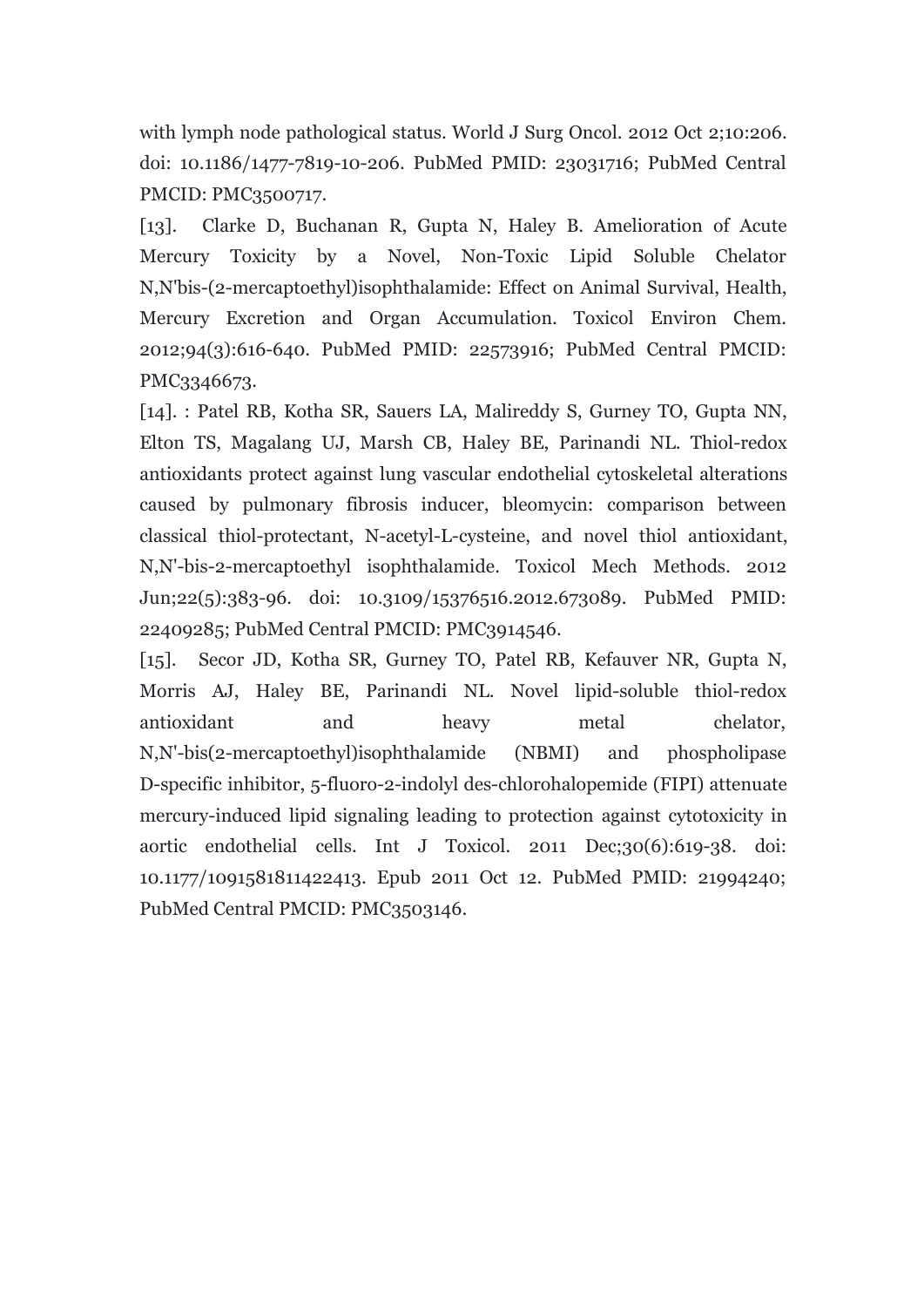with lymph node pathological status. World J Surg Oncol. 2012 Oct 2;10:206. doi: 10.1186/1477-7819-10-206. PubMed PMID: 23031716; PubMed Central PMCID: PMC3500717.

[13]. Clarke D, Buchanan R, Gupta N, Haley B. Amelioration of Acute Mercury Toxicity by a Novel, Non-Toxic Lipid Soluble Chelator N,N'bis-(2-mercaptoethyl)isophthalamide: Effect on Animal Survival, Health, Mercury Excretion and Organ Accumulation. Toxicol Environ Chem. 2012;94(3):616-640. PubMed PMID: 22573916; PubMed Central PMCID: PMC3346673.

[14]. : Patel RB, Kotha SR, Sauers LA, Malireddy S, Gurney TO, Gupta NN, Elton TS, Magalang UJ, Marsh CB, Haley BE, Parinandi NL. Thiol-redox antioxidants protect against lung vascular endothelial cytoskeletal alterations caused by pulmonary fibrosis inducer, bleomycin: comparison between classical thiol-protectant, N-acetyl-L-cysteine, and novel thiol antioxidant, N,N'-bis-2-mercaptoethyl isophthalamide. Toxicol Mech Methods. 2012 Jun;22(5):383-96. doi: 10.3109/15376516.2012.673089. PubMed PMID: 22409285; PubMed Central PMCID: PMC3914546.

[15]. Secor JD, Kotha SR, Gurney TO, Patel RB, Kefauver NR, Gupta N, Morris AJ, Haley BE, Parinandi NL. Novel lipid-soluble thiol-redox antioxidant and heavy metal chelator, N,N'-bis(2-mercaptoethyl)isophthalamide (NBMI) and phospholipase D-specific inhibitor, 5-fluoro-2-indolyl des-chlorohalopemide (FIPI) attenuate mercury-induced lipid signaling leading to protection against cytotoxicity in aortic endothelial cells. Int J Toxicol. 2011 Dec;30(6):619-38. doi: 10.1177/1091581811422413. Epub 2011 Oct 12. PubMed PMID: 21994240; PubMed Central PMCID: PMC3503146.